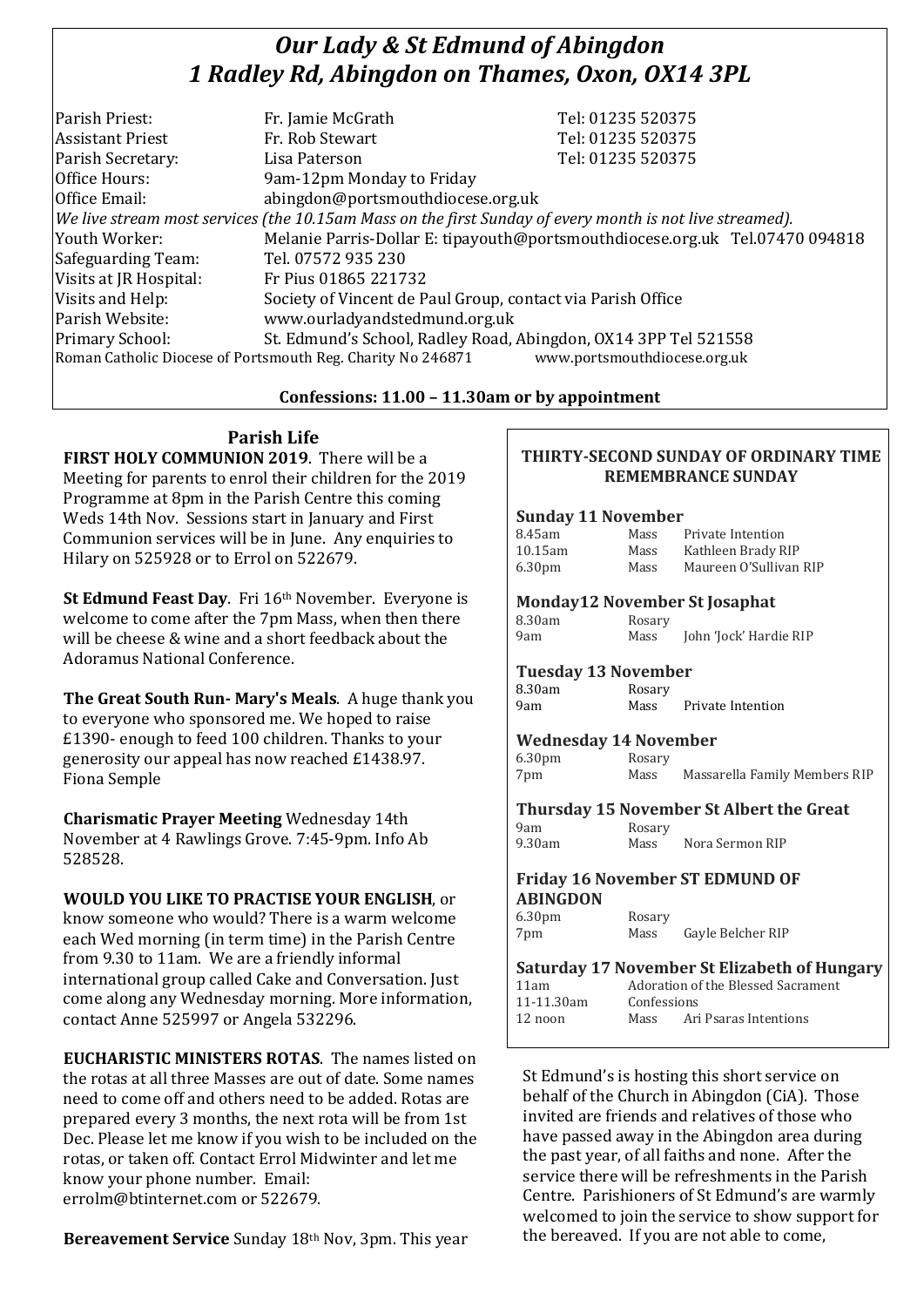# *Our Lady & St Edmund of Abingdon*
# *1 Radley Rd, Abingdon on Thames, Oxon, OX14 3PL*

| | | |
|---|---|---|
| Parish Priest: | Fr. Jamie McGrath | Tel: 01235 520375 |
| Assistant Priest | Fr. Rob Stewart | Tel: 01235 520375 |
| Parish Secretary: | Lisa Paterson | Tel: 01235 520375 |
| Office Hours: | 9am-12pm Monday to Friday | |
| Office Email: | abingdon@portsmouthdiocese.org.uk | |

*We live stream most services (the 10.15am Mass on the first Sunday of every month is not live streamed).*

| | |
|---|---|
| Youth Worker: | Melanie Parris-Dollar E: tipayouth@portsmouthdiocese.org.uk Tel.07470 094818 |
| Safeguarding Team: | Tel. 07572 935 230 |
| Visits at JR Hospital: | Fr Pius 01865 221732 |
| Visits and Help: | Society of Vincent de Paul Group, contact via Parish Office |
| Parish Website: | www.ourladyandstedmund.org.uk |
| Primary School: | St. Edmund's School, Radley Road, Abingdon, OX14 3PP Tel 521558 |

Roman Catholic Diocese of Portsmouth Reg. Charity No 246871 www.portsmouthdiocese.org.uk

**Confessions: 11.00 – 11.30am or by appointment**

## Parish Life

**FIRST HOLY COMMUNION 2019**. There will be a Meeting for parents to enrol their children for the 2019 Programme at 8pm in the Parish Centre this coming Weds 14th Nov. Sessions start in January and First Communion services will be in June. Any enquiries to Hilary on 525928 or to Errol on 522679.

**St Edmund Feast Day**. Fri 16th November. Everyone is welcome to come after the 7pm Mass, when then there will be cheese & wine and a short feedback about the Adoramus National Conference.

**The Great South Run- Mary's Meals**. A huge thank you to everyone who sponsored me. We hoped to raise £1390- enough to feed 100 children. Thanks to your generosity our appeal has now reached £1438.97. Fiona Semple

**Charismatic Prayer Meeting** Wednesday 14th November at 4 Rawlings Grove. 7:45-9pm. Info Ab 528528.

**WOULD YOU LIKE TO PRACTISE YOUR ENGLISH**, or know someone who would? There is a warm welcome each Wed morning (in term time) in the Parish Centre from 9.30 to 11am. We are a friendly informal international group called Cake and Conversation. Just come along any Wednesday morning. More information, contact Anne 525997 or Angela 532296.

**EUCHARISTIC MINISTERS ROTAS**. The names listed on the rotas at all three Masses are out of date. Some names need to come off and others need to be added. Rotas are prepared every 3 months, the next rota will be from 1st Dec. Please let me know if you wish to be included on the rotas, or taken off. Contact Errol Midwinter and let me know your phone number. Email: errolm@btinternet.com or 522679.

**Bereavement Service** Sunday 18th Nov, 3pm. This year St Edmund's is hosting this short service on behalf of the Church in Abingdon (CiA). Those invited are friends and relatives of those who have passed away in the Abingdon area during the past year, of all faiths and none. After the service there will be refreshments in the Parish Centre. Parishioners of St Edmund's are warmly welcomed to join the service to show support for the bereaved. If you are not able to come,

**THIRTY-SECOND SUNDAY OF ORDINARY TIME**
**REMEMBRANCE SUNDAY**

### Sunday 11 November
| | | |
|---|---|---|
| 8.45am | Mass | Private Intention |
| 10.15am | Mass | Kathleen Brady RIP |
| 6.30pm | Mass | Maureen O'Sullivan RIP |

### Monday12 November St Josaphat
| | | |
|---|---|---|
| 8.30am | Rosary | |
| 9am | Mass | John 'Jock' Hardie RIP |

### Tuesday 13 November
| | | |
|---|---|---|
| 8.30am | Rosary | |
| 9am | Mass | Private Intention |

### Wednesday 14 November
| | | |
|---|---|---|
| 6.30pm | Rosary | |
| 7pm | Mass | Massarella Family Members RIP |

### Thursday 15 November St Albert the Great
| | | |
|---|---|---|
| 9am | Rosary | |
| 9.30am | Mass | Nora Sermon RIP |

### Friday 16 November ST EDMUND OF ABINGDON
| | | |
|---|---|---|
| 6.30pm | Rosary | |
| 7pm | Mass | Gayle Belcher RIP |

### Saturday 17 November St Elizabeth of Hungary
| | | |
|---|---|---|
| 11am | Adoration of the Blessed Sacrament | |
| 11-11.30am | Confessions | |
| 12 noon | Mass | Ari Psaras Intentions |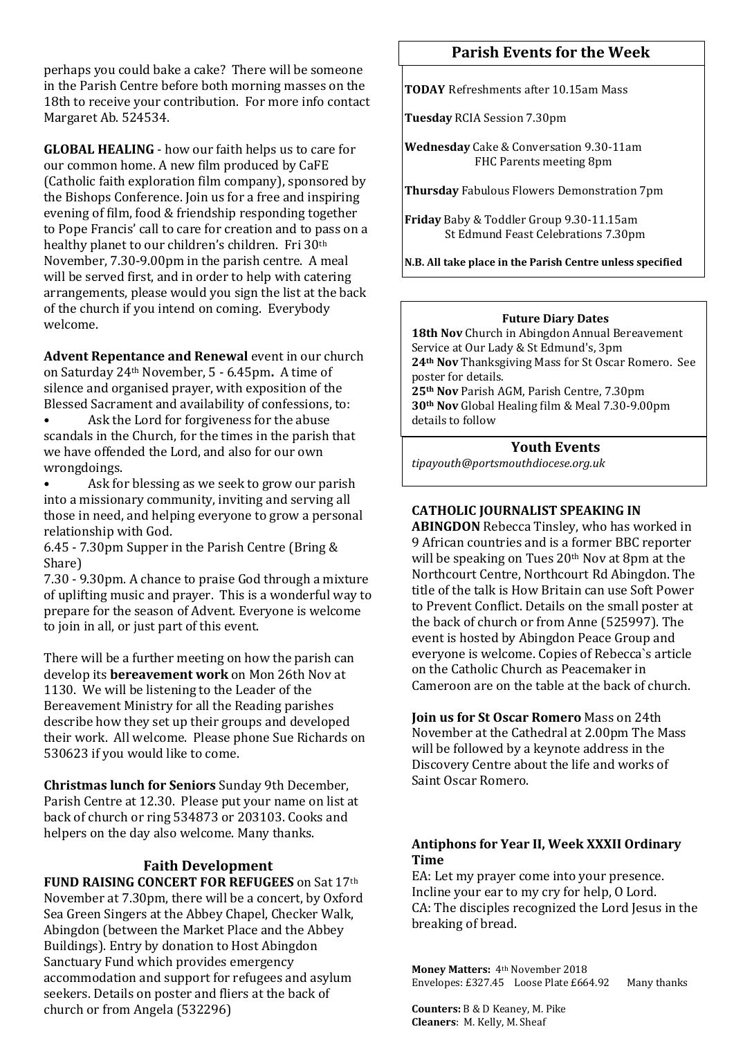perhaps you could bake a cake? There will be someone in the Parish Centre before both morning masses on the 18th to receive your contribution. For more info contact Margaret Ab. 524534.

**GLOBAL HEALING** - how our faith helps us to care for our common home. A new film produced by CaFE (Catholic faith exploration film company), sponsored by the Bishops Conference. Join us for a free and inspiring evening of film, food & friendship responding together to Pope Francis' call to care for creation and to pass on a healthy planet to our children's children. Fri 30th November, 7.30-9.00pm in the parish centre. A meal will be served first, and in order to help with catering arrangements, please would you sign the list at the back of the church if you intend on coming. Everybody welcome.

**Advent Repentance and Renewal** event in our church on Saturday 24th November, 5 - 6.45pm**.** A time of silence and organised prayer, with exposition of the Blessed Sacrament and availability of confessions, to:

- Ask the Lord for forgiveness for the abuse scandals in the Church, for the times in the parish that we have offended the Lord, and also for our own wrongdoings.
- Ask for blessing as we seek to grow our parish into a missionary community, inviting and serving all those in need, and helping everyone to grow a personal relationship with God.

6.45 - 7.30pm Supper in the Parish Centre (Bring & Share)

7.30 - 9.30pm. A chance to praise God through a mixture of uplifting music and prayer. This is a wonderful way to prepare for the season of Advent. Everyone is welcome to join in all, or just part of this event.

There will be a further meeting on how the parish can develop its **bereavement work** on Mon 26th Nov at 1130. We will be listening to the Leader of the Bereavement Ministry for all the Reading parishes describe how they set up their groups and developed their work. All welcome. Please phone Sue Richards on 530623 if you would like to come.

**Christmas lunch for Seniors** Sunday 9th December, Parish Centre at 12.30. Please put your name on list at back of church or ring 534873 or 203103. Cooks and helpers on the day also welcome. Many thanks.

## Faith Development

**FUND RAISING CONCERT FOR REFUGEES** on Sat 17th November at 7.30pm, there will be a concert, by Oxford Sea Green Singers at the Abbey Chapel, Checker Walk, Abingdon (between the Market Place and the Abbey Buildings). Entry by donation to Host Abingdon Sanctuary Fund which provides emergency accommodation and support for refugees and asylum seekers. Details on poster and fliers at the back of church or from Angela (532296)

## Parish Events for the Week

**TODAY** Refreshments after 10.15am Mass

**Tuesday** RCIA Session 7.30pm

**Wednesday** Cake & Conversation 9.30-11am
FHC Parents meeting 8pm

**Thursday** Fabulous Flowers Demonstration 7pm

**Friday** Baby & Toddler Group 9.30-11.15am
St Edmund Feast Celebrations 7.30pm

**N.B. All take place in the Parish Centre unless specified**

### Future Diary Dates

**18th Nov** Church in Abingdon Annual Bereavement Service at Our Lady & St Edmund's, 3pm
**24th Nov** Thanksgiving Mass for St Oscar Romero. See poster for details.
**25th Nov** Parish AGM, Parish Centre, 7.30pm
**30th Nov** Global Healing film & Meal 7.30-9.00pm details to follow

## Youth Events

*tipayouth@portsmouthdiocese.org.uk*

**CATHOLIC JOURNALIST SPEAKING IN ABINGDON** Rebecca Tinsley, who has worked in 9 African countries and is a former BBC reporter will be speaking on Tues 20th Nov at 8pm at the Northcourt Centre, Northcourt Rd Abingdon. The title of the talk is How Britain can use Soft Power to Prevent Conflict. Details on the small poster at the back of church or from Anne (525997). The event is hosted by Abingdon Peace Group and everyone is welcome. Copies of Rebecca`s article on the Catholic Church as Peacemaker in Cameroon are on the table at the back of church.

**Join us for St Oscar Romero** Mass on 24th November at the Cathedral at 2.00pm The Mass will be followed by a keynote address in the Discovery Centre about the life and works of Saint Oscar Romero.

**Antiphons for Year II, Week XXXII Ordinary Time**

EA: Let my prayer come into your presence. Incline your ear to my cry for help, O Lord.
CA: The disciples recognized the Lord Jesus in the breaking of bread.

**Money Matters:** 4th November 2018
Envelopes: £327.45 Loose Plate £664.92 Many thanks

**Counters:** B & D Keaney, M. Pike
**Cleaners**: M. Kelly, M. Sheaf